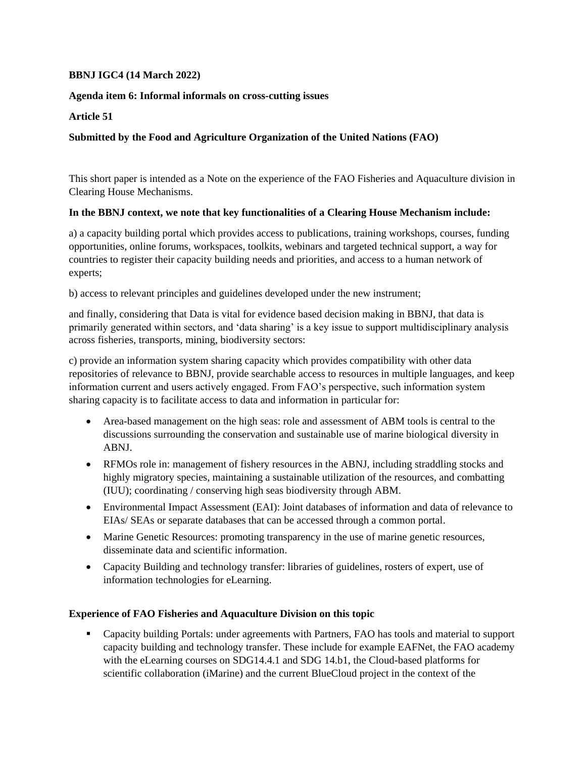**BBNJ IGC4 (14 March 2022)**

**Agenda item 6: Informal informals on cross-cutting issues**

**Article 51**

**Submitted by the Food and Agriculture Organization of the United Nations (FAO)**

This short paper is intended as a Note on the experience of the FAO Fisheries and Aquaculture division in Clearing House Mechanisms.

**In the BBNJ context, we note that key functionalities of a Clearing House Mechanism include:**

a) a capacity building portal which provides access to publications, training workshops, courses, funding opportunities, online forums, workspaces, toolkits, webinars and targeted technical support, a way for countries to register their capacity building needs and priorities, and access to a human network of experts;

b) access to relevant principles and guidelines developed under the new instrument;

and finally, considering that Data is vital for evidence based decision making in BBNJ, that data is primarily generated within sectors, and 'data sharing' is a key issue to support multidisciplinary analysis across fisheries, transports, mining, biodiversity sectors:

c) provide an information system sharing capacity which provides compatibility with other data repositories of relevance to BBNJ, provide searchable access to resources in multiple languages, and keep information current and users actively engaged. From FAO's perspective, such information system sharing capacity is to facilitate access to data and information in particular for:

- Area-based management on the high seas: role and assessment of ABM tools is central to the discussions surrounding the conservation and sustainable use of marine biological diversity in ABNJ.
- RFMOs role in: management of fishery resources in the ABNJ, including straddling stocks and highly migratory species, maintaining a sustainable utilization of the resources, and combatting (IUU); coordinating / conserving high seas biodiversity through ABM.
- Environmental Impact Assessment (EAI): Joint databases of information and data of relevance to EIAs/ SEAs or separate databases that can be accessed through a common portal.
- Marine Genetic Resources: promoting transparency in the use of marine genetic resources, disseminate data and scientific information.
- Capacity Building and technology transfer: libraries of guidelines, rosters of expert, use of information technologies for eLearning.

**Experience of FAO Fisheries and Aquaculture Division on this topic**

- Capacity building Portals: under agreements with Partners, FAO has tools and material to support capacity building and technology transfer. These include for example EAFNet, the FAO academy with the eLearning courses on SDG14.4.1 and SDG 14.b1, the Cloud-based platforms for scientific collaboration (iMarine) and the current BlueCloud project in the context of the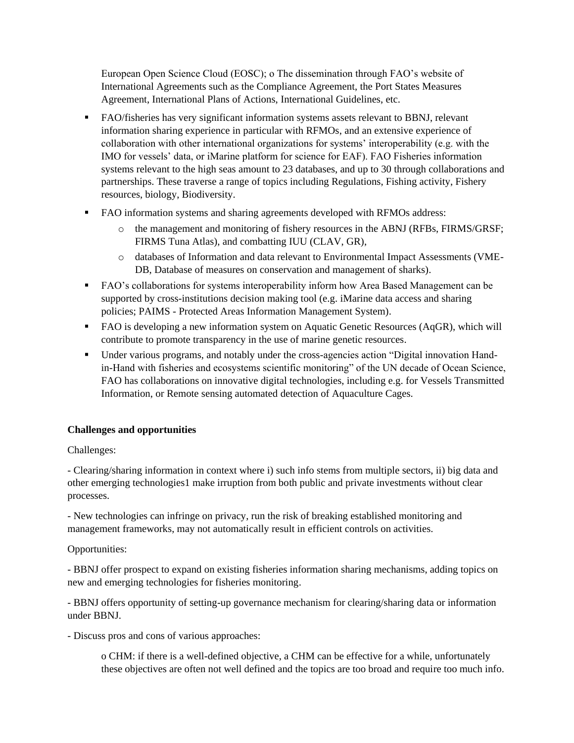European Open Science Cloud (EOSC); o The dissemination through FAO's website of International Agreements such as the Compliance Agreement, the Port States Measures Agreement, International Plans of Actions, International Guidelines, etc.

- FAO/fisheries has very significant information systems assets relevant to BBNJ, relevant information sharing experience in particular with RFMOs, and an extensive experience of collaboration with other international organizations for systems' interoperability (e.g. with the IMO for vessels' data, or iMarine platform for science for EAF). FAO Fisheries information systems relevant to the high seas amount to 23 databases, and up to 30 through collaborations and partnerships. These traverse a range of topics including Regulations, Fishing activity, Fishery resources, biology, Biodiversity.
- FAO information systems and sharing agreements developed with RFMOs address:
  - the management and monitoring of fishery resources in the ABNJ (RFBs, FIRMS/GRSF; FIRMS Tuna Atlas), and combatting IUU (CLAV, GR),
  - databases of Information and data relevant to Environmental Impact Assessments (VME-DB, Database of measures on conservation and management of sharks).
- FAO's collaborations for systems interoperability inform how Area Based Management can be supported by cross-institutions decision making tool (e.g. iMarine data access and sharing policies; PAIMS - Protected Areas Information Management System).
- FAO is developing a new information system on Aquatic Genetic Resources (AqGR), which will contribute to promote transparency in the use of marine genetic resources.
- Under various programs, and notably under the cross-agencies action "Digital innovation Hand-in-Hand with fisheries and ecosystems scientific monitoring" of the UN decade of Ocean Science, FAO has collaborations on innovative digital technologies, including e.g. for Vessels Transmitted Information, or Remote sensing automated detection of Aquaculture Cages.

**Challenges and opportunities**

Challenges:

- Clearing/sharing information in context where i) such info stems from multiple sectors, ii) big data and other emerging technologies[1] make irruption from both public and private investments without clear processes.

- New technologies can infringe on privacy, run the risk of breaking established monitoring and management frameworks, may not automatically result in efficient controls on activities.

Opportunities:

- BBNJ offer prospect to expand on existing fisheries information sharing mechanisms, adding topics on new and emerging technologies for fisheries monitoring.

- BBNJ offers opportunity of setting-up governance mechanism for clearing/sharing data or information under BBNJ.

- Discuss pros and cons of various approaches:

  o CHM: if there is a well-defined objective, a CHM can be effective for a while, unfortunately these objectives are often not well defined and the topics are too broad and require too much info.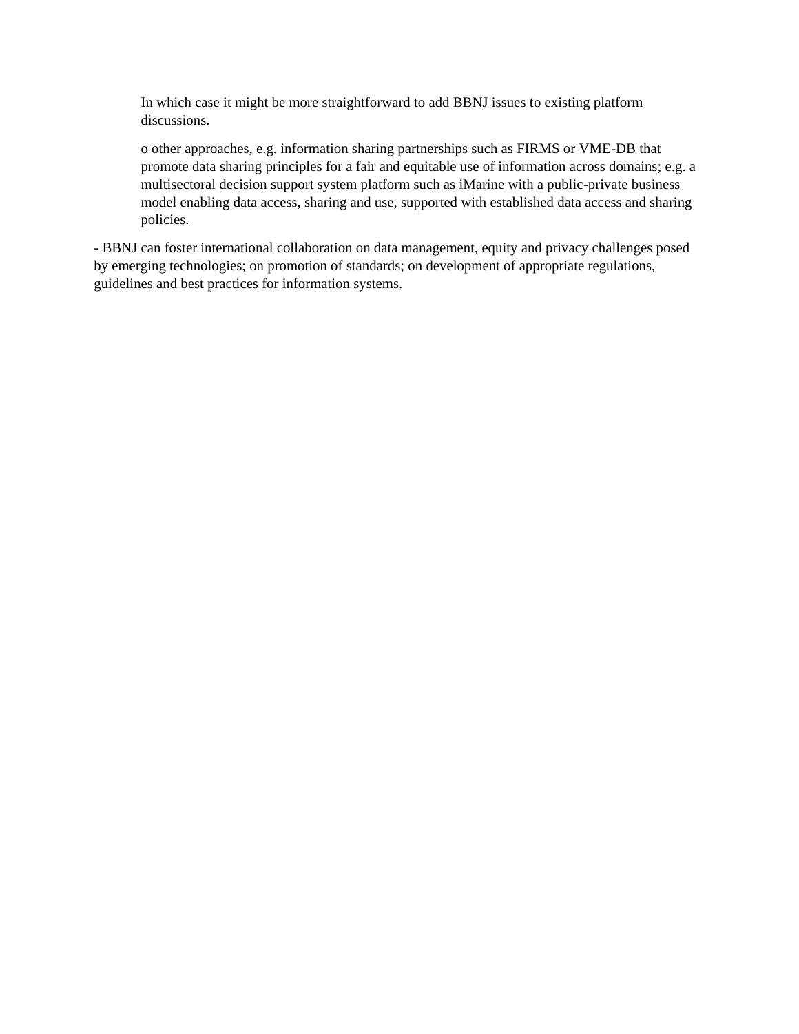In which case it might be more straightforward to add BBNJ issues to existing platform discussions.

o other approaches, e.g. information sharing partnerships such as FIRMS or VME-DB that promote data sharing principles for a fair and equitable use of information across domains; e.g. a multisectoral decision support system platform such as iMarine with a public-private business model enabling data access, sharing and use, supported with established data access and sharing policies.

- BBNJ can foster international collaboration on data management, equity and privacy challenges posed by emerging technologies; on promotion of standards; on development of appropriate regulations, guidelines and best practices for information systems.